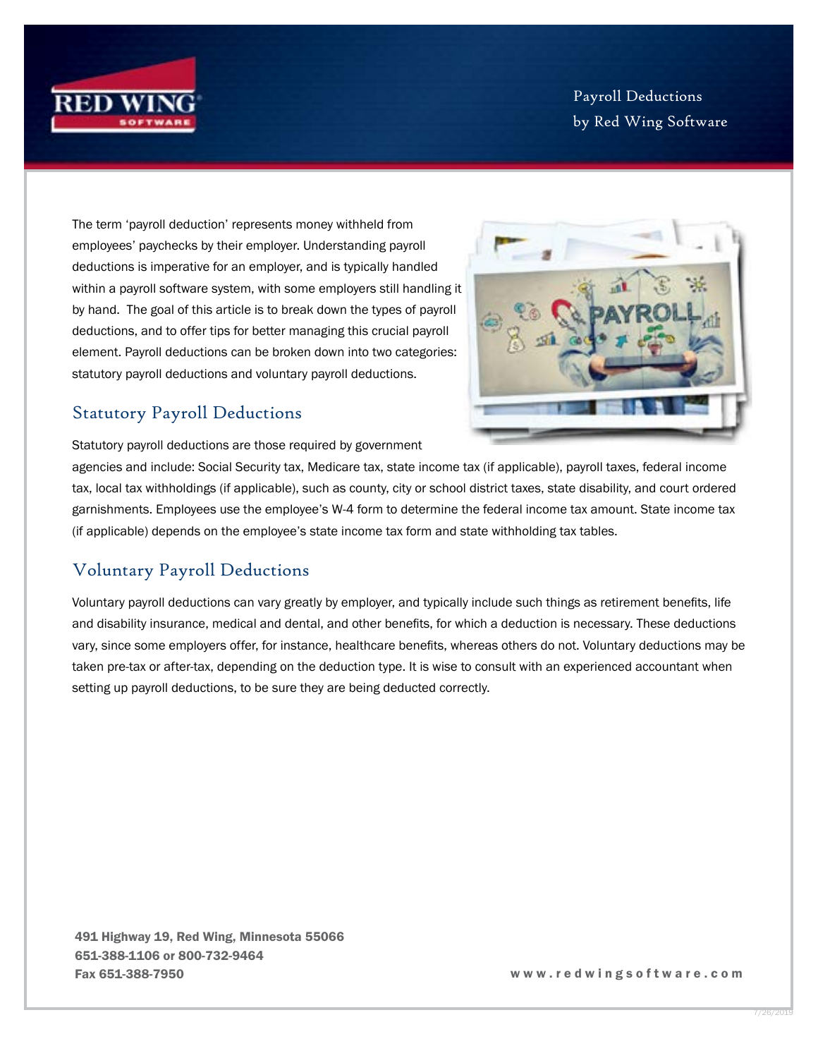Payroll Deductions
by Red Wing Software

The term 'payroll deduction' represents money withheld from employees' paychecks by their employer. Understanding payroll deductions is imperative for an employer, and is typically handled within a payroll software system, with some employers still handling it by hand. The goal of this article is to break down the types of payroll deductions, and to offer tips for better managing this crucial payroll element. Payroll deductions can be broken down into two categories: statutory payroll deductions and voluntary payroll deductions.

## Statutory Payroll Deductions

Statutory payroll deductions are those required by government agencies and include: Social Security tax, Medicare tax, state income tax (if applicable), payroll taxes, federal income tax, local tax withholdings (if applicable), such as county, city or school district taxes, state disability, and court ordered garnishments. Employees use the employee's W-4 form to determine the federal income tax amount. State income tax (if applicable) depends on the employee's state income tax form and state withholding tax tables.

## Voluntary Payroll Deductions

Voluntary payroll deductions can vary greatly by employer, and typically include such things as retirement benefits, life and disability insurance, medical and dental, and other benefits, for which a deduction is necessary. These deductions vary, since some employers offer, for instance, healthcare benefits, whereas others do not. Voluntary deductions may be taken pre-tax or after-tax, depending on the deduction type. It is wise to consult with an experienced accountant when setting up payroll deductions, to be sure they are being deducted correctly.

**491 Highway 19, Red Wing, Minnesota 55066**
**651-388-1106 or 800-732-9464**
**Fax 651-388-7950**

**www.redwingsoftware.com**

7/26/2019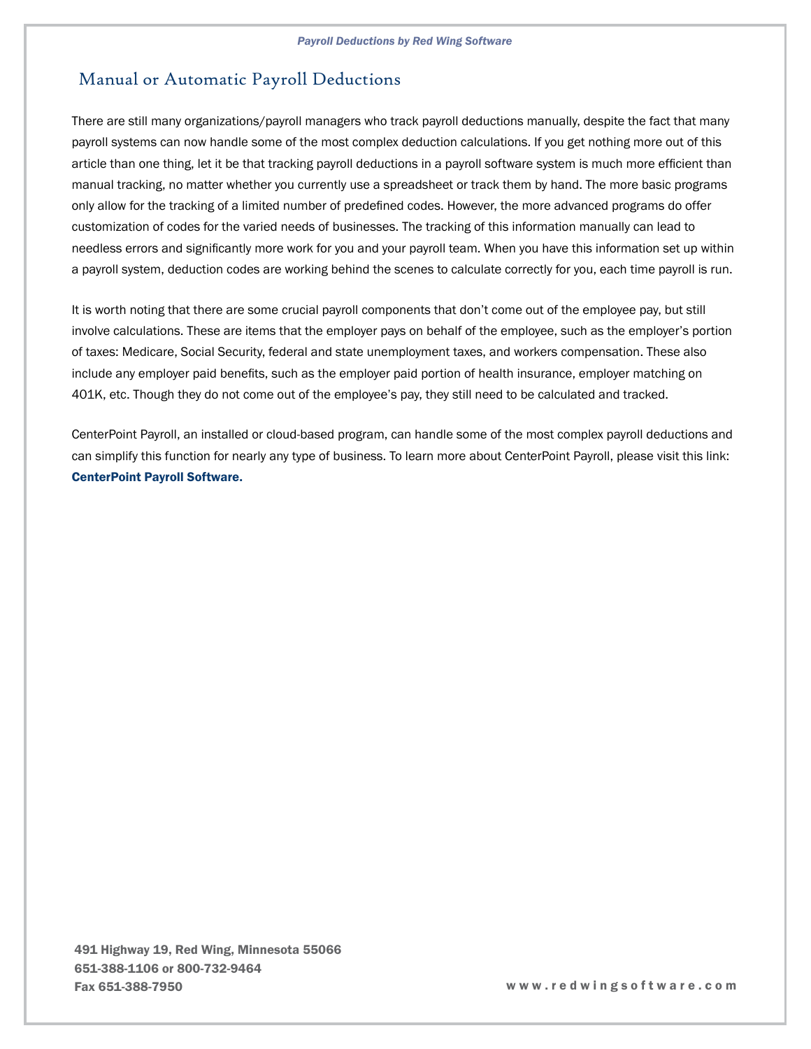## Manual or Automatic Payroll Deductions

There are still many organizations/payroll managers who track payroll deductions manually, despite the fact that many payroll systems can now handle some of the most complex deduction calculations. If you get nothing more out of this article than one thing, let it be that tracking payroll deductions in a payroll software system is much more efficient than manual tracking, no matter whether you currently use a spreadsheet or track them by hand. The more basic programs only allow for the tracking of a limited number of predefined codes. However, the more advanced programs do offer customization of codes for the varied needs of businesses. The tracking of this information manually can lead to needless errors and significantly more work for you and your payroll team. When you have this information set up within a payroll system, deduction codes are working behind the scenes to calculate correctly for you, each time payroll is run.

It is worth noting that there are some crucial payroll components that don't come out of the employee pay, but still involve calculations. These are items that the employer pays on behalf of the employee, such as the employer's portion of taxes: Medicare, Social Security, federal and state unemployment taxes, and workers compensation. These also include any employer paid benefits, such as the employer paid portion of health insurance, employer matching on 401K, etc. Though they do not come out of the employee's pay, they still need to be calculated and tracked.

CenterPoint Payroll, an installed or cloud-based program, can handle some of the most complex payroll deductions and can simplify this function for nearly any type of business. To learn more about CenterPoint Payroll, please visit this link: **CenterPoint Payroll Software.**

**491 Highway 19, Red Wing, Minnesota 55066**
**651-388-1106 or 800-732-9464**
**Fax 651-388-7950**

**www.redwingsoftware.com**